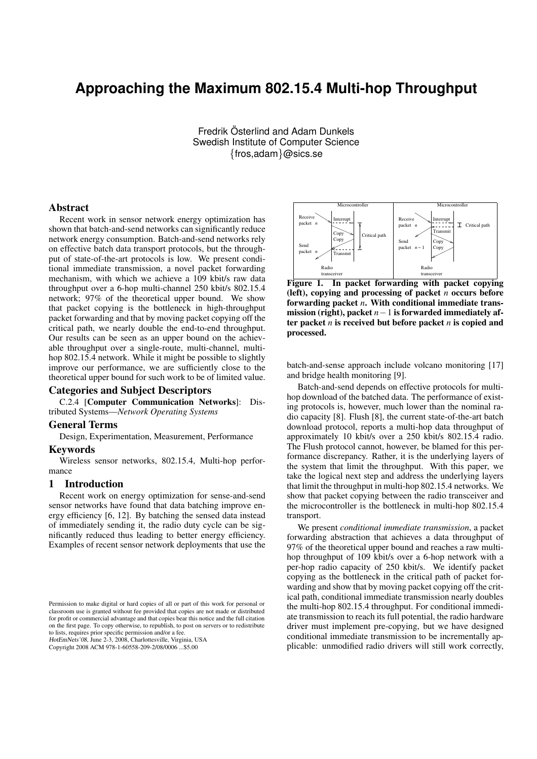# Approaching the Maximum 802.15.4 Multi-hop Throughput

Fredrik Österlind and Adam Dunkels
Swedish Institute of Computer Science
{fros,adam}@sics.se

## Abstract

Recent work in sensor network energy optimization has shown that batch-and-send networks can significantly reduce network energy consumption. Batch-and-send networks rely on effective batch data transport protocols, but the throughput of state-of-the-art protocols is low. We present conditional immediate transmission, a novel packet forwarding mechanism, with which we achieve a 109 kbit/s raw data throughput over a 6-hop multi-channel 250 kbit/s 802.15.4 network; 97% of the theoretical upper bound. We show that packet copying is the bottleneck in high-throughput packet forwarding and that by moving packet copying off the critical path, we nearly double the end-to-end throughput. Our results can be seen as an upper bound on the achievable throughput over a single-route, multi-channel, multi-hop 802.15.4 network. While it might be possible to slightly improve our performance, we are sufficiently close to the theoretical upper bound for such work to be of limited value.

## Categories and Subject Descriptors

C.2.4 [**Computer Communication Networks**]: Distributed Systems—*Network Operating Systems*

## General Terms

Design, Experimentation, Measurement, Performance

## Keywords

Wireless sensor networks, 802.15.4, Multi-hop performance

## 1 Introduction

Recent work on energy optimization for sense-and-send sensor networks have found that data batching improve energy efficiency [6, 12]. By batching the sensed data instead of immediately sending it, the radio duty cycle can be significantly reduced thus leading to better energy efficiency. Examples of recent sensor network deployments that use the batch-and-sense approach include volcano monitoring [17] and bridge health monitoring [9].

**Figure 1. In packet forwarding with packet copying (left), copying and processing of packet $n$ occurs before forwarding packet $n$. With conditional immediate transmission (right), packet $n-1$ is forwarded immediately after packet $n$ is received but before packet $n$ is copied and processed.**

Batch-and-send depends on effective protocols for multi-hop download of the batched data. The performance of existing protocols is, however, much lower than the nominal radio capacity [8]. Flush [8], the current state-of-the-art batch download protocol, reports a multi-hop data throughput of approximately 10 kbit/s over a 250 kbit/s 802.15.4 radio. The Flush protocol cannot, however, be blamed for this performance discrepancy. Rather, it is the underlying layers of the system that limit the throughput. With this paper, we take the logical next step and address the underlying layers that limit the throughput in multi-hop 802.15.4 networks. We show that packet copying between the radio transceiver and the microcontroller is the bottleneck in multi-hop 802.15.4 transport.

We present *conditional immediate transmission*, a packet forwarding abstraction that achieves a data throughput of 97% of the theoretical upper bound and reaches a raw multi-hop throughput of 109 kbit/s over a 6-hop network with a per-hop radio capacity of 250 kbit/s. We identify packet copying as the bottleneck in the critical path of packet forwarding and show that by moving packet copying off the critical path, conditional immediate transmission nearly doubles the multi-hop 802.15.4 throughput. For conditional immediate transmission to reach its full potential, the radio hardware driver must implement pre-copying, but we have designed conditional immediate transmission to be incrementally applicable: unmodified radio drivers will still work correctly,

Permission to make digital or hard copies of all or part of this work for personal or classroom use is granted without fee provided that copies are not made or distributed for profit or commercial advantage and that copies bear this notice and the full citation on the first page. To copy otherwise, to republish, to post on servers or to redistribute to lists, requires prior specific permission and/or a fee.
*HotEmNets'08*, June 2-3, 2008, Charlottesville, Virginia, USA
Copyright 2008 ACM 978-1-60558-209-2/08/0006 ...$5.00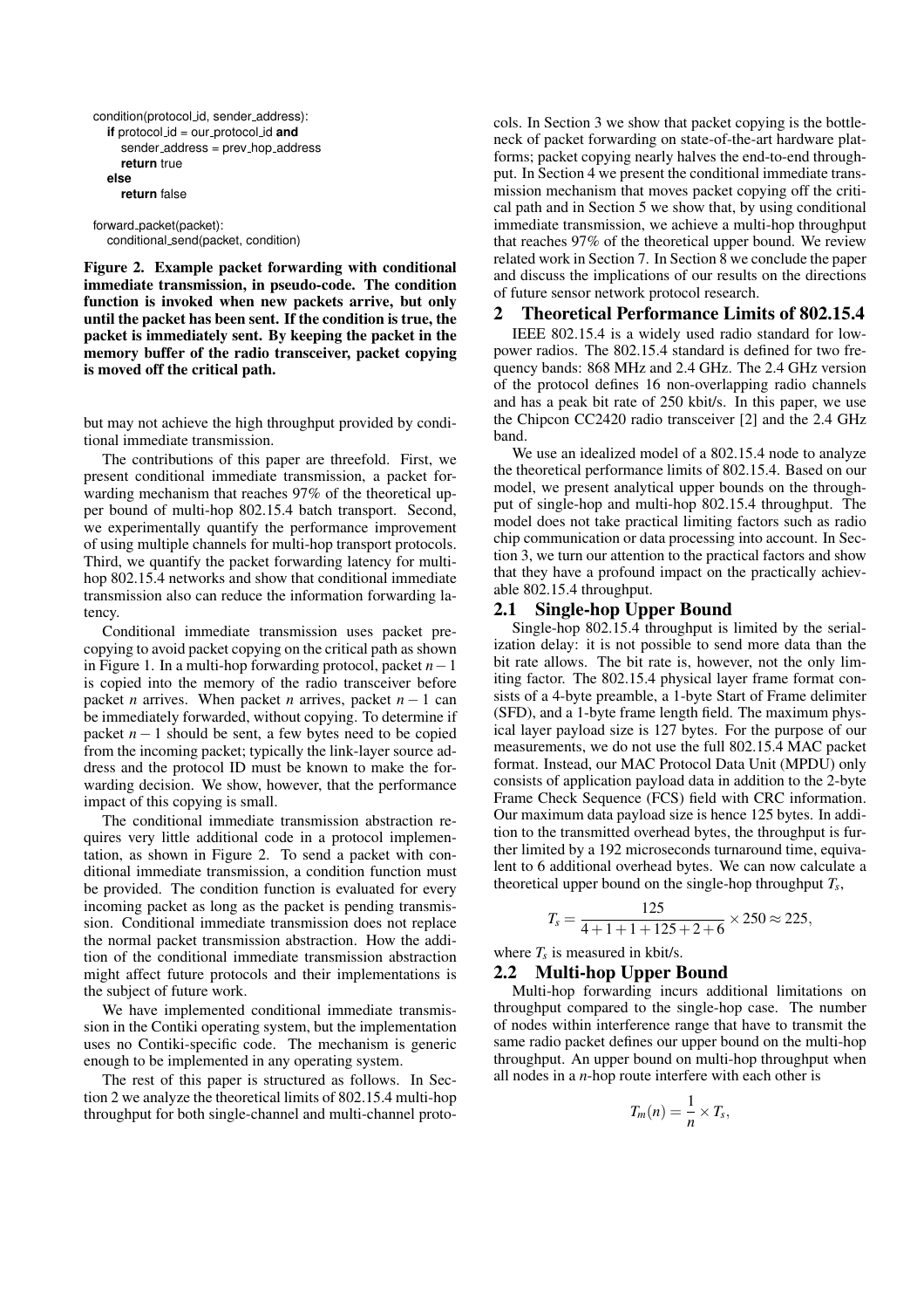```
condition(protocol_id, sender_address):
   if protocol_id = our_protocol_id and
      sender_address = prev_hop_address
      return true
   else
      return false

forward_packet(packet):
   conditional_send(packet, condition)
```

**Figure 2. Example packet forwarding with conditional immediate transmission, in pseudo-code. The condition function is invoked when new packets arrive, but only until the packet has been sent. If the condition is true, the packet is immediately sent. By keeping the packet in the memory buffer of the radio transceiver, packet copying is moved off the critical path.**

but may not achieve the high throughput provided by conditional immediate transmission.

The contributions of this paper are threefold. First, we present conditional immediate transmission, a packet forwarding mechanism that reaches 97% of the theoretical upper bound of multi-hop 802.15.4 batch transport. Second, we experimentally quantify the performance improvement of using multiple channels for multi-hop transport protocols. Third, we quantify the packet forwarding latency for multi-hop 802.15.4 networks and show that conditional immediate transmission also can reduce the information forwarding latency.

Conditional immediate transmission uses packet pre-copying to avoid packet copying on the critical path as shown in Figure 1. In a multi-hop forwarding protocol, packet $n-1$ is copied into the memory of the radio transceiver before packet $n$ arrives. When packet $n$ arrives, packet $n-1$ can be immediately forwarded, without copying. To determine if packet $n-1$ should be sent, a few bytes need to be copied from the incoming packet; typically the link-layer source address and the protocol ID must be known to make the forwarding decision. We show, however, that the performance impact of this copying is small.

The conditional immediate transmission abstraction requires very little additional code in a protocol implementation, as shown in Figure 2. To send a packet with conditional immediate transmission, a condition function must be provided. The condition function is evaluated for every incoming packet as long as the packet is pending transmission. Conditional immediate transmission does not replace the normal packet transmission abstraction. How the addition of the conditional immediate transmission abstraction might affect future protocols and their implementations is the subject of future work.

We have implemented conditional immediate transmission in the Contiki operating system, but the implementation uses no Contiki-specific code. The mechanism is generic enough to be implemented in any operating system.

The rest of this paper is structured as follows. In Section 2 we analyze the theoretical limits of 802.15.4 multi-hop throughput for both single-channel and multi-channel protocols. In Section 3 we show that packet copying is the bottleneck of packet forwarding on state-of-the-art hardware platforms; packet copying nearly halves the end-to-end throughput. In Section 4 we present the conditional immediate transmission mechanism that moves packet copying off the critical path and in Section 5 we show that, by using conditional immediate transmission, we achieve a multi-hop throughput that reaches 97% of the theoretical upper bound. We review related work in Section 7. In Section 8 we conclude the paper and discuss the implications of our results on the directions of future sensor network protocol research.

## 2 Theoretical Performance Limits of 802.15.4

IEEE 802.15.4 is a widely used radio standard for low-power radios. The 802.15.4 standard is defined for two frequency bands: 868 MHz and 2.4 GHz. The 2.4 GHz version of the protocol defines 16 non-overlapping radio channels and has a peak bit rate of 250 kbit/s. In this paper, we use the Chipcon CC2420 radio transceiver [2] and the 2.4 GHz band.

We use an idealized model of a 802.15.4 node to analyze the theoretical performance limits of 802.15.4. Based on our model, we present analytical upper bounds on the throughput of single-hop and multi-hop 802.15.4 throughput. The model does not take practical limiting factors such as radio chip communication or data processing into account. In Section 3, we turn our attention to the practical factors and show that they have a profound impact on the practically achievable 802.15.4 throughput.

### 2.1 Single-hop Upper Bound

Single-hop 802.15.4 throughput is limited by the serialization delay: it is not possible to send more data than the bit rate allows. The bit rate is, however, not the only limiting factor. The 802.15.4 physical layer frame format consists of a 4-byte preamble, a 1-byte Start of Frame delimiter (SFD), and a 1-byte frame length field. The maximum physical layer payload size is 127 bytes. For the purpose of our measurements, we do not use the full 802.15.4 MAC packet format. Instead, our MAC Protocol Data Unit (MPDU) only consists of application payload data in addition to the 2-byte Frame Check Sequence (FCS) field with CRC information. Our maximum data payload size is hence 125 bytes. In addition to the transmitted overhead bytes, the throughput is further limited by a 192 microseconds turnaround time, equivalent to 6 additional overhead bytes. We can now calculate a theoretical upper bound on the single-hop throughput $T_s$,

$$T_s = \frac{125}{4+1+1+125+2+6} \times 250 \approx 225,$$

where $T_s$ is measured in kbit/s.

### 2.2 Multi-hop Upper Bound

Multi-hop forwarding incurs additional limitations on throughput compared to the single-hop case. The number of nodes within interference range that have to transmit the same radio packet defines our upper bound on the multi-hop throughput. An upper bound on multi-hop throughput when all nodes in a $n$-hop route interfere with each other is

$$T_m(n) = \frac{1}{n} \times T_s,$$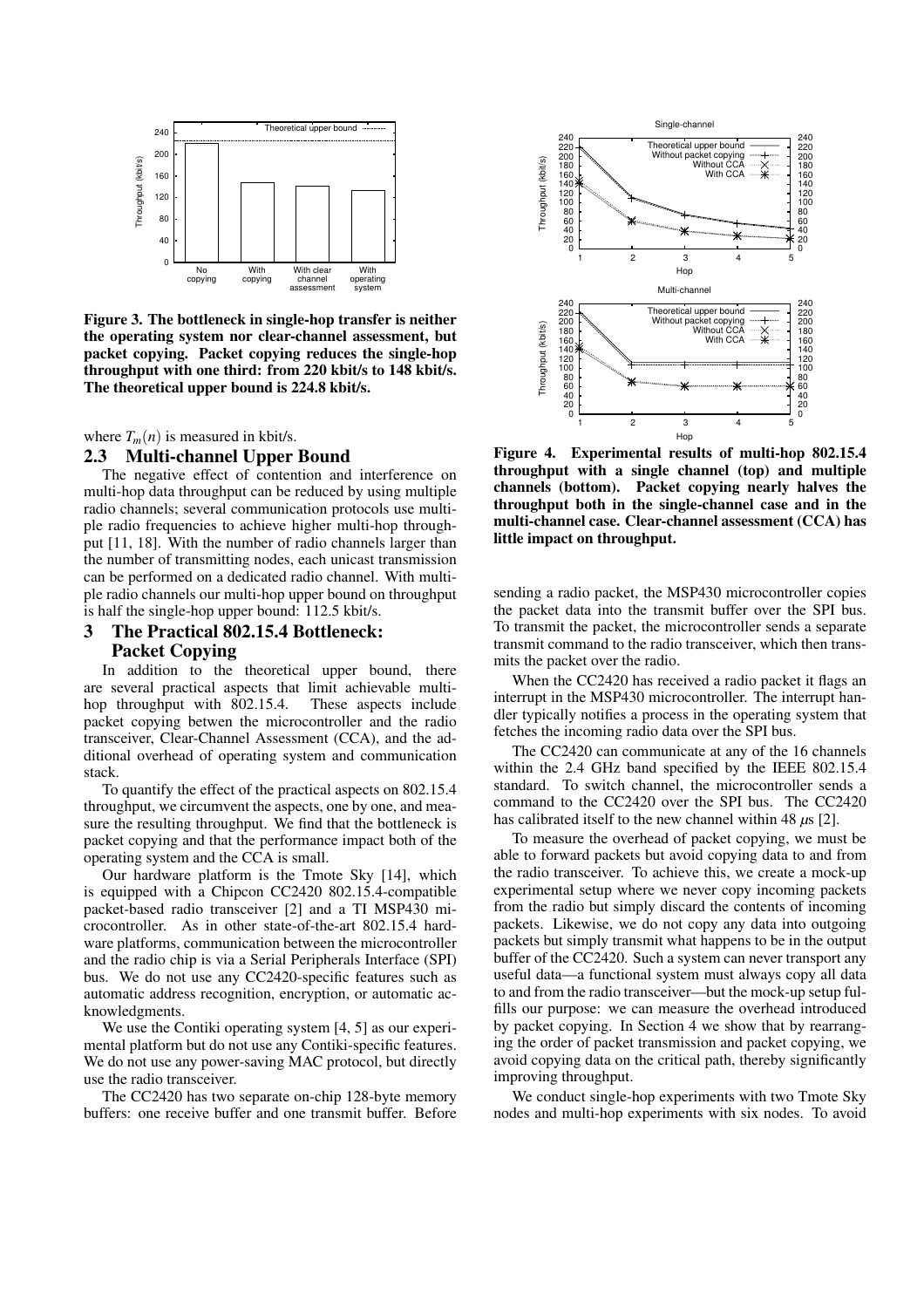Figure 3. The bottleneck in single-hop transfer is neither the operating system nor clear-channel assessment, but packet copying. Packet copying reduces the single-hop throughput with one third: from 220 kbit/s to 148 kbit/s. The theoretical upper bound is 224.8 kbit/s.

where $T_m(n)$ is measured in kbit/s.

## 2.3 Multi-channel Upper Bound

The negative effect of contention and interference on multi-hop data throughput can be reduced by using multiple radio channels; several communication protocols use multiple radio frequencies to achieve higher multi-hop throughput [11, 18]. With the number of radio channels larger than the number of transmitting nodes, each unicast transmission can be performed on a dedicated radio channel. With multiple radio channels our multi-hop upper bound on throughput is half the single-hop upper bound: 112.5 kbit/s.

# 3 The Practical 802.15.4 Bottleneck: Packet Copying

In addition to the theoretical upper bound, there are several practical aspects that limit achievable multi-hop throughput with 802.15.4. These aspects include packet copying betwen the microcontroller and the radio transceiver, Clear-Channel Assessment (CCA), and the additional overhead of operating system and communication stack.

To quantify the effect of the practical aspects on 802.15.4 throughput, we circumvent the aspects, one by one, and measure the resulting throughput. We find that the bottleneck is packet copying and that the performance impact both of the operating system and the CCA is small.

Our hardware platform is the Tmote Sky [14], which is equipped with a Chipcon CC2420 802.15.4-compatible packet-based radio transceiver [2] and a TI MSP430 microcontroller. As in other state-of-the-art 802.15.4 hardware platforms, communication between the microcontroller and the radio chip is via a Serial Peripherals Interface (SPI) bus. We do not use any CC2420-specific features such as automatic address recognition, encryption, or automatic acknowledgments.

We use the Contiki operating system [4, 5] as our experimental platform but do not use any Contiki-specific features. We do not use any power-saving MAC protocol, but directly use the radio transceiver.

The CC2420 has two separate on-chip 128-byte memory buffers: one receive buffer and one transmit buffer. Before sending a radio packet, the MSP430 microcontroller copies the packet data into the transmit buffer over the SPI bus. To transmit the packet, the microcontroller sends a separate transmit command to the radio transceiver, which then transmits the packet over the radio.

Figure 4. Experimental results of multi-hop 802.15.4 throughput with a single channel (top) and multiple channels (bottom). Packet copying nearly halves the throughput both in the single-channel case and in the multi-channel case. Clear-channel assessment (CCA) has little impact on throughput.

When the CC2420 has received a radio packet it flags an interrupt in the MSP430 microcontroller. The interrupt handler typically notifies a process in the operating system that fetches the incoming radio data over the SPI bus.

The CC2420 can communicate at any of the 16 channels within the 2.4 GHz band specified by the IEEE 802.15.4 standard. To switch channel, the microcontroller sends a command to the CC2420 over the SPI bus. The CC2420 has calibrated itself to the new channel within 48 $\mu$s [2].

To measure the overhead of packet copying, we must be able to forward packets but avoid copying data to and from the radio transceiver. To achieve this, we create a mock-up experimental setup where we never copy incoming packets from the radio but simply discard the contents of incoming packets. Likewise, we do not copy any data into outgoing packets but simply transmit what happens to be in the output buffer of the CC2420. Such a system can never transport any useful data—a functional system must always copy all data to and from the radio transceiver—but the mock-up setup fulfills our purpose: we can measure the overhead introduced by packet copying. In Section 4 we show that by rearranging the order of packet transmission and packet copying, we avoid copying data on the critical path, thereby significantly improving throughput.

We conduct single-hop experiments with two Tmote Sky nodes and multi-hop experiments with six nodes. To avoid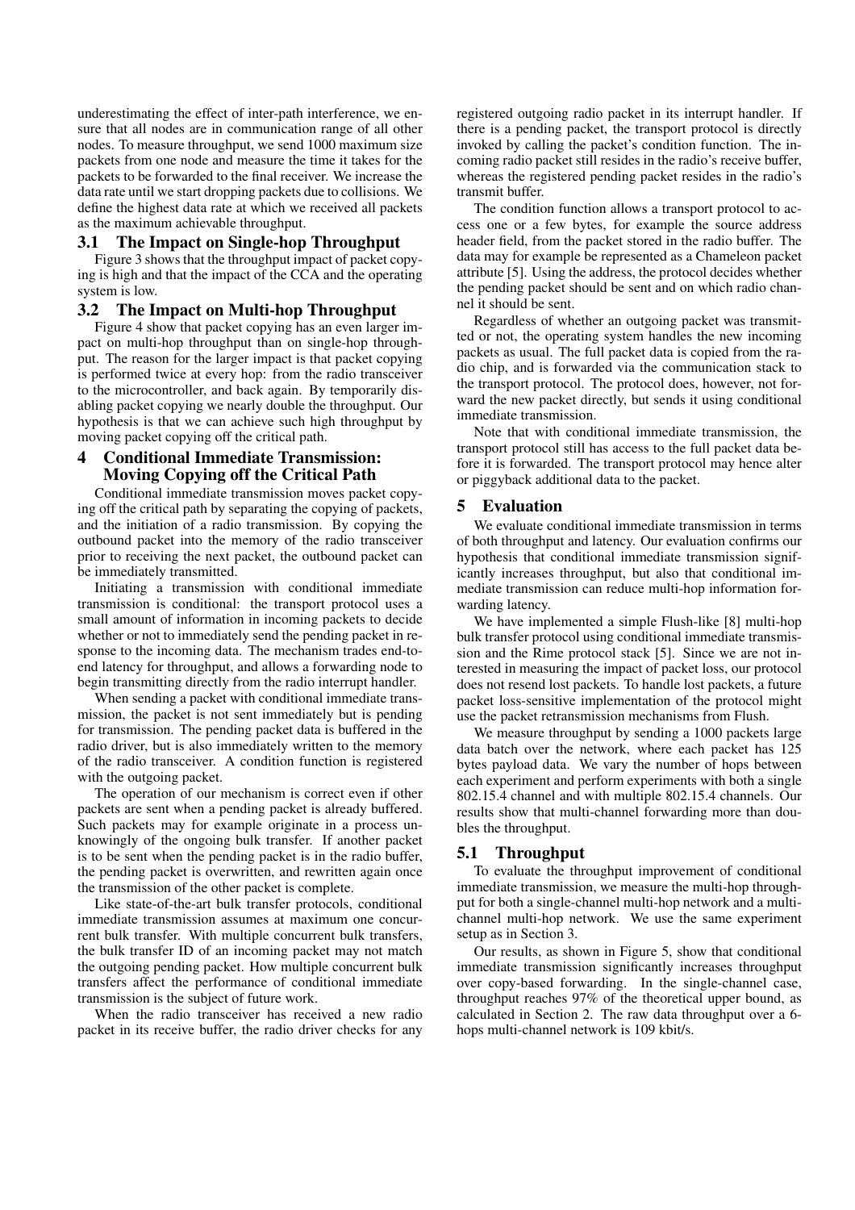underestimating the effect of inter-path interference, we ensure that all nodes are in communication range of all other nodes. To measure throughput, we send 1000 maximum size packets from one node and measure the time it takes for the packets to be forwarded to the final receiver. We increase the data rate until we start dropping packets due to collisions. We define the highest data rate at which we received all packets as the maximum achievable throughput.

## 3.1 The Impact on Single-hop Throughput

Figure 3 shows that the throughput impact of packet copying is high and that the impact of the CCA and the operating system is low.

## 3.2 The Impact on Multi-hop Throughput

Figure 4 show that packet copying has an even larger impact on multi-hop throughput than on single-hop throughput. The reason for the larger impact is that packet copying is performed twice at every hop: from the radio transceiver to the microcontroller, and back again. By temporarily disabling packet copying we nearly double the throughput. Our hypothesis is that we can achieve such high throughput by moving packet copying off the critical path.

# 4 Conditional Immediate Transmission: Moving Copying off the Critical Path

Conditional immediate transmission moves packet copying off the critical path by separating the copying of packets, and the initiation of a radio transmission. By copying the outbound packet into the memory of the radio transceiver prior to receiving the next packet, the outbound packet can be immediately transmitted.

Initiating a transmission with conditional immediate transmission is conditional: the transport protocol uses a small amount of information in incoming packets to decide whether or not to immediately send the pending packet in response to the incoming data. The mechanism trades end-to-end latency for throughput, and allows a forwarding node to begin transmitting directly from the radio interrupt handler.

When sending a packet with conditional immediate transmission, the packet is not sent immediately but is pending for transmission. The pending packet data is buffered in the radio driver, but is also immediately written to the memory of the radio transceiver. A condition function is registered with the outgoing packet.

The operation of our mechanism is correct even if other packets are sent when a pending packet is already buffered. Such packets may for example originate in a process unknowingly of the ongoing bulk transfer. If another packet is to be sent when the pending packet is in the radio buffer, the pending packet is overwritten, and rewritten again once the transmission of the other packet is complete.

Like state-of-the-art bulk transfer protocols, conditional immediate transmission assumes at maximum one concurrent bulk transfer. With multiple concurrent bulk transfers, the bulk transfer ID of an incoming packet may not match the outgoing pending packet. How multiple concurrent bulk transfers affect the performance of conditional immediate transmission is the subject of future work.

When the radio transceiver has received a new radio packet in its receive buffer, the radio driver checks for any registered outgoing radio packet in its interrupt handler. If there is a pending packet, the transport protocol is directly invoked by calling the packet's condition function. The incoming radio packet still resides in the radio's receive buffer, whereas the registered pending packet resides in the radio's transmit buffer.

The condition function allows a transport protocol to access one or a few bytes, for example the source address header field, from the packet stored in the radio buffer. The data may for example be represented as a Chameleon packet attribute [5]. Using the address, the protocol decides whether the pending packet should be sent and on which radio channel it should be sent.

Regardless of whether an outgoing packet was transmitted or not, the operating system handles the new incoming packets as usual. The full packet data is copied from the radio chip, and is forwarded via the communication stack to the transport protocol. The protocol does, however, not forward the new packet directly, but sends it using conditional immediate transmission.

Note that with conditional immediate transmission, the transport protocol still has access to the full packet data before it is forwarded. The transport protocol may hence alter or piggyback additional data to the packet.

# 5 Evaluation

We evaluate conditional immediate transmission in terms of both throughput and latency. Our evaluation confirms our hypothesis that conditional immediate transmission significantly increases throughput, but also that conditional immediate transmission can reduce multi-hop information forwarding latency.

We have implemented a simple Flush-like [8] multi-hop bulk transfer protocol using conditional immediate transmission and the Rime protocol stack [5]. Since we are not interested in measuring the impact of packet loss, our protocol does not resend lost packets. To handle lost packets, a future packet loss-sensitive implementation of the protocol might use the packet retransmission mechanisms from Flush.

We measure throughput by sending a 1000 packets large data batch over the network, where each packet has 125 bytes payload data. We vary the number of hops between each experiment and perform experiments with both a single 802.15.4 channel and with multiple 802.15.4 channels. Our results show that multi-channel forwarding more than doubles the throughput.

## 5.1 Throughput

To evaluate the throughput improvement of conditional immediate transmission, we measure the multi-hop throughput for both a single-channel multi-hop network and a multi-channel multi-hop network. We use the same experiment setup as in Section 3.

Our results, as shown in Figure 5, show that conditional immediate transmission significantly increases throughput over copy-based forwarding. In the single-channel case, throughput reaches 97% of the theoretical upper bound, as calculated in Section 2. The raw data throughput over a 6-hops multi-channel network is 109 kbit/s.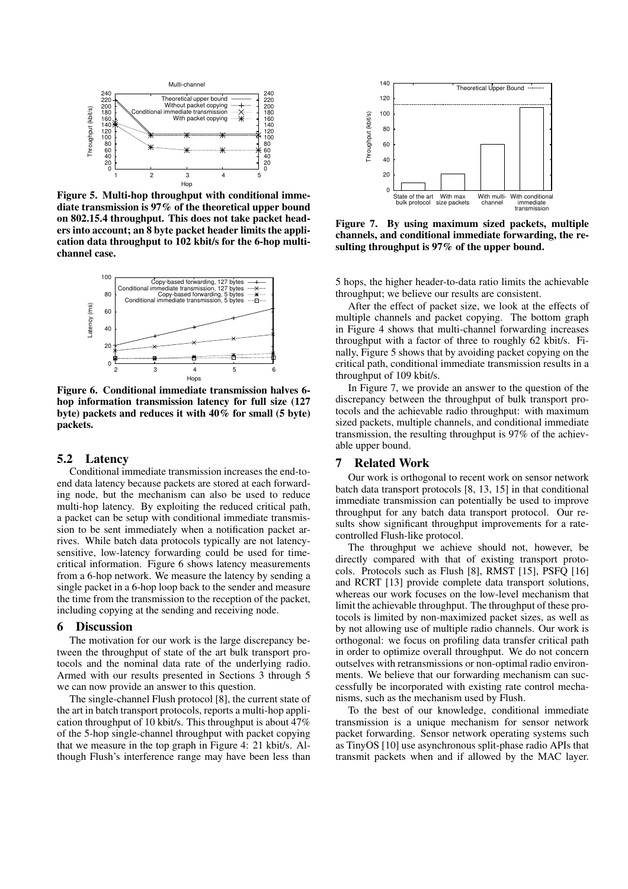**Figure 5. Multi-hop throughput with conditional immediate transmission is 97% of the theoretical upper bound on 802.15.4 throughput. This does not take packet headers into account; an 8 byte packet header limits the application data throughput to 102 kbit/s for the 6-hop multichannel case.**

**Figure 6. Conditional immediate transmission halves 6-hop information transmission latency for full size (127 byte) packets and reduces it with 40% for small (5 byte) packets.**

## 5.2 Latency

Conditional immediate transmission increases the end-to-end data latency because packets are stored at each forwarding node, but the mechanism can also be used to reduce multi-hop latency. By exploiting the reduced critical path, a packet can be setup with conditional immediate transmission to be sent immediately when a notification packet arrives. While batch data protocols typically are not latency-sensitive, low-latency forwarding could be used for time-critical information. Figure 6 shows latency measurements from a 6-hop network. We measure the latency by sending a single packet in a 6-hop loop back to the sender and measure the time from the transmission to the reception of the packet, including copying at the sending and receiving node.

# 6 Discussion

The motivation for our work is the large discrepancy between the throughput of state of the art bulk transport protocols and the nominal data rate of the underlying radio. Armed with our results presented in Sections 3 through 5 we can now provide an answer to this question.

The single-channel Flush protocol [8], the current state of the art in batch transport protocols, reports a multi-hop application throughput of 10 kbit/s. This throughput is about 47% of the 5-hop single-channel throughput with packet copying that we measure in the top graph in Figure 4: 21 kbit/s. Although Flush's interference range may have been less than 5 hops, the higher header-to-data ratio limits the achievable throughput; we believe our results are consistent.

After the effect of packet size, we look at the effects of multiple channels and packet copying. The bottom graph in Figure 4 shows that multi-channel forwarding increases throughput with a factor of three to roughly 62 kbit/s. Finally, Figure 5 shows that by avoiding packet copying on the critical path, conditional immediate transmission results in a throughput of 109 kbit/s.

In Figure 7, we provide an answer to the question of the discrepancy between the throughput of bulk transport protocols and the achievable radio throughput: with maximum sized packets, multiple channels, and conditional immediate transmission, the resulting throughput is 97% of the achievable upper bound.

**Figure 7. By using maximum sized packets, multiple channels, and conditional immediate forwarding, the resulting throughput is 97% of the upper bound.**

# 7 Related Work

Our work is orthogonal to recent work on sensor network batch data transport protocols [8, 13, 15] in that conditional immediate transmission can potentially be used to improve throughput for any batch data transport protocol. Our results show significant throughput improvements for a rate-controlled Flush-like protocol.

The throughput we achieve should not, however, be directly compared with that of existing transport protocols. Protocols such as Flush [8], RMST [15], PSFQ [16] and RCRT [13] provide complete data transport solutions, whereas our work focuses on the low-level mechanism that limit the achievable throughput. The throughput of these protocols is limited by non-maximized packet sizes, as well as by not allowing use of multiple radio channels. Our work is orthogonal: we focus on profiling data transfer critical path in order to optimize overall throughput. We do not concern outselves with retransmissions or non-optimal radio environments. We believe that our forwarding mechanism can successfully be incorporated with existing rate control mechanisms, such as the mechanism used by Flush.

To the best of our knowledge, conditional immediate transmission is a unique mechanism for sensor network packet forwarding. Sensor network operating systems such as TinyOS [10] use asynchronous split-phase radio APIs that transmit packets when and if allowed by the MAC layer.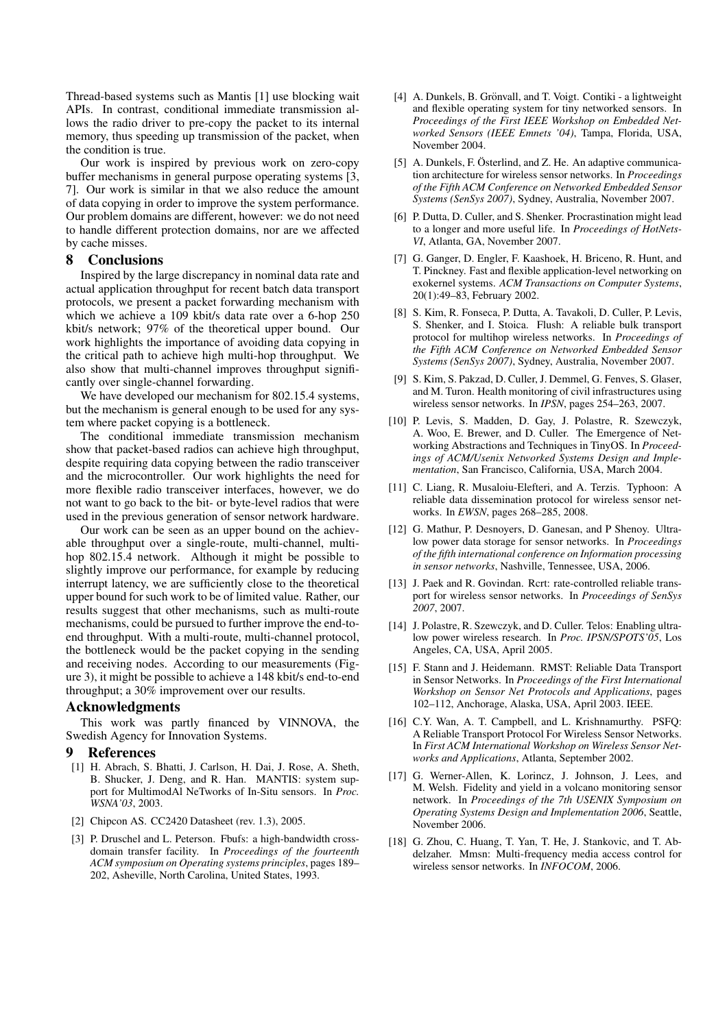Thread-based systems such as Mantis [1] use blocking wait APIs. In contrast, conditional immediate transmission allows the radio driver to pre-copy the packet to its internal memory, thus speeding up transmission of the packet, when the condition is true.

Our work is inspired by previous work on zero-copy buffer mechanisms in general purpose operating systems [3, 7]. Our work is similar in that we also reduce the amount of data copying in order to improve the system performance. Our problem domains are different, however: we do not need to handle different protection domains, nor are we affected by cache misses.

## 8 Conclusions

Inspired by the large discrepancy in nominal data rate and actual application throughput for recent batch data transport protocols, we present a packet forwarding mechanism with which we achieve a 109 kbit/s data rate over a 6-hop 250 kbit/s network; 97% of the theoretical upper bound. Our work highlights the importance of avoiding data copying in the critical path to achieve high multi-hop throughput. We also show that multi-channel improves throughput significantly over single-channel forwarding.

We have developed our mechanism for 802.15.4 systems, but the mechanism is general enough to be used for any system where packet copying is a bottleneck.

The conditional immediate transmission mechanism show that packet-based radios can achieve high throughput, despite requiring data copying between the radio transceiver and the microcontroller. Our work highlights the need for more flexible radio transceiver interfaces, however, we do not want to go back to the bit- or byte-level radios that were used in the previous generation of sensor network hardware.

Our work can be seen as an upper bound on the achievable throughput over a single-route, multi-channel, multi-hop 802.15.4 network. Although it might be possible to slightly improve our performance, for example by reducing interrupt latency, we are sufficiently close to the theoretical upper bound for such work to be of limited value. Rather, our results suggest that other mechanisms, such as multi-route mechanisms, could be pursued to further improve the end-to-end throughput. With a multi-route, multi-channel protocol, the bottleneck would be the packet copying in the sending and receiving nodes. According to our measurements (Figure 3), it might be possible to achieve a 148 kbit/s end-to-end throughput; a 30% improvement over our results.

## Acknowledgments

This work was partly financed by VINNOVA, the Swedish Agency for Innovation Systems.

## 9 References

[1] H. Abrach, S. Bhatti, J. Carlson, H. Dai, J. Rose, A. Sheth, B. Shucker, J. Deng, and R. Han. MANTIS: system support for MultimodAl NeTworks of In-Situ sensors. In *Proc. WSNA'03*, 2003.

[2] Chipcon AS. CC2420 Datasheet (rev. 1.3), 2005.

[3] P. Druschel and L. Peterson. Fbufs: a high-bandwidth cross-domain transfer facility. In *Proceedings of the fourteenth ACM symposium on Operating systems principles*, pages 189–202, Asheville, North Carolina, United States, 1993.

[4] A. Dunkels, B. Grönvall, and T. Voigt. Contiki - a lightweight and flexible operating system for tiny networked sensors. In *Proceedings of the First IEEE Workshop on Embedded Networked Sensors (IEEE Emnets '04)*, Tampa, Florida, USA, November 2004.

[5] A. Dunkels, F. Österlind, and Z. He. An adaptive communication architecture for wireless sensor networks. In *Proceedings of the Fifth ACM Conference on Networked Embedded Sensor Systems (SenSys 2007)*, Sydney, Australia, November 2007.

[6] P. Dutta, D. Culler, and S. Shenker. Procrastination might lead to a longer and more useful life. In *Proceedings of HotNets-VI*, Atlanta, GA, November 2007.

[7] G. Ganger, D. Engler, F. Kaashoek, H. Briceno, R. Hunt, and T. Pinckney. Fast and flexible application-level networking on exokernel systems. *ACM Transactions on Computer Systems*, 20(1):49–83, February 2002.

[8] S. Kim, R. Fonseca, P. Dutta, A. Tavakoli, D. Culler, P. Levis, S. Shenker, and I. Stoica. Flush: A reliable bulk transport protocol for multihop wireless networks. In *Proceedings of the Fifth ACM Conference on Networked Embedded Sensor Systems (SenSys 2007)*, Sydney, Australia, November 2007.

[9] S. Kim, S. Pakzad, D. Culler, J. Demmel, G. Fenves, S. Glaser, and M. Turon. Health monitoring of civil infrastructures using wireless sensor networks. In *IPSN*, pages 254–263, 2007.

[10] P. Levis, S. Madden, D. Gay, J. Polastre, R. Szewczyk, A. Woo, E. Brewer, and D. Culler. The Emergence of Networking Abstractions and Techniques in TinyOS. In *Proceedings of ACM/Usenix Networked Systems Design and Implementation*, San Francisco, California, USA, March 2004.

[11] C. Liang, R. Musaloiu-Elefteri, and A. Terzis. Typhoon: A reliable data dissemination protocol for wireless sensor networks. In *EWSN*, pages 268–285, 2008.

[12] G. Mathur, P. Desnoyers, D. Ganesan, and P Shenoy. Ultra-low power data storage for sensor networks. In *Proceedings of the fifth international conference on Information processing in sensor networks*, Nashville, Tennessee, USA, 2006.

[13] J. Paek and R. Govindan. Rcrt: rate-controlled reliable transport for wireless sensor networks. In *Proceedings of SenSys 2007*, 2007.

[14] J. Polastre, R. Szewczyk, and D. Culler. Telos: Enabling ultra-low power wireless research. In *Proc. IPSN/SPOTS'05*, Los Angeles, CA, USA, April 2005.

[15] F. Stann and J. Heidemann. RMST: Reliable Data Transport in Sensor Networks. In *Proceedings of the First International Workshop on Sensor Net Protocols and Applications*, pages 102–112, Anchorage, Alaska, USA, April 2003. IEEE.

[16] C.Y. Wan, A. T. Campbell, and L. Krishnamurthy. PSFQ: A Reliable Transport Protocol For Wireless Sensor Networks. In *First ACM International Workshop on Wireless Sensor Networks and Applications*, Atlanta, September 2002.

[17] G. Werner-Allen, K. Lorincz, J. Johnson, J. Lees, and M. Welsh. Fidelity and yield in a volcano monitoring sensor network. In *Proceedings of the 7th USENIX Symposium on Operating Systems Design and Implementation 2006*, Seattle, November 2006.

[18] G. Zhou, C. Huang, T. Yan, T. He, J. Stankovic, and T. Abdelzaher. Mmsn: Multi-frequency media access control for wireless sensor networks. In *INFOCOM*, 2006.